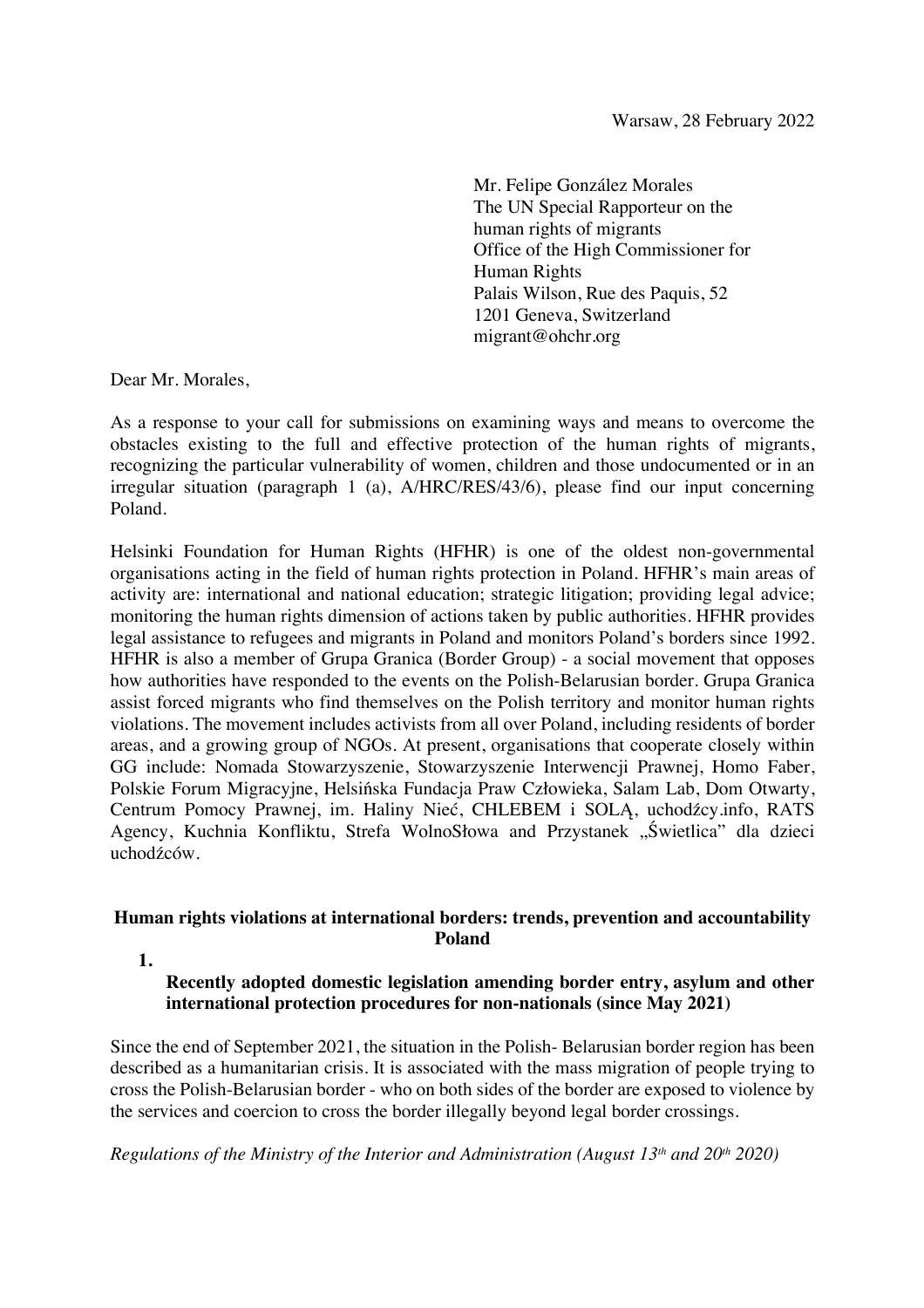Warsaw, 28 February 2022

Mr. Felipe González Morales
The UN Special Rapporteur on the human rights of migrants
Office of the High Commissioner for Human Rights
Palais Wilson, Rue des Paquis, 52
1201 Geneva, Switzerland
migrant@ohchr.org

Dear Mr. Morales,

As a response to your call for submissions on examining ways and means to overcome the obstacles existing to the full and effective protection of the human rights of migrants, recognizing the particular vulnerability of women, children and those undocumented or in an irregular situation (paragraph 1 (a), A/HRC/RES/43/6), please find our input concerning Poland.

Helsinki Foundation for Human Rights (HFHR) is one of the oldest non-governmental organisations acting in the field of human rights protection in Poland. HFHR's main areas of activity are: international and national education; strategic litigation; providing legal advice; monitoring the human rights dimension of actions taken by public authorities. HFHR provides legal assistance to refugees and migrants in Poland and monitors Poland's borders since 1992. HFHR is also a member of Grupa Granica (Border Group) - a social movement that opposes how authorities have responded to the events on the Polish-Belarusian border. Grupa Granica assist forced migrants who find themselves on the Polish territory and monitor human rights violations. The movement includes activists from all over Poland, including residents of border areas, and a growing group of NGOs. At present, organisations that cooperate closely within GG include: Nomada Stowarzyszenie, Stowarzyszenie Interwencji Prawnej, Homo Faber, Polskie Forum Migracyjne, Helsińska Fundacja Praw Człowieka, Salam Lab, Dom Otwarty, Centrum Pomocy Prawnej, im. Haliny Nieć, CHLEBEM i SOLĄ, uchodźcy.info, RATS Agency, Kuchnia Konfliktu, Strefa WolnoSłowa and Przystanek „Świetlica" dla dzieci uchodźców.

## Human rights violations at international borders: trends, prevention and accountability Poland

### 1. Recently adopted domestic legislation amending border entry, asylum and other international protection procedures for non-nationals (since May 2021)

Since the end of September 2021, the situation in the Polish- Belarusian border region has been described as a humanitarian crisis. It is associated with the mass migration of people trying to cross the Polish-Belarusian border - who on both sides of the border are exposed to violence by the services and coercion to cross the border illegally beyond legal border crossings.

*Regulations of the Ministry of the Interior and Administration (August 13th and 20th 2020)*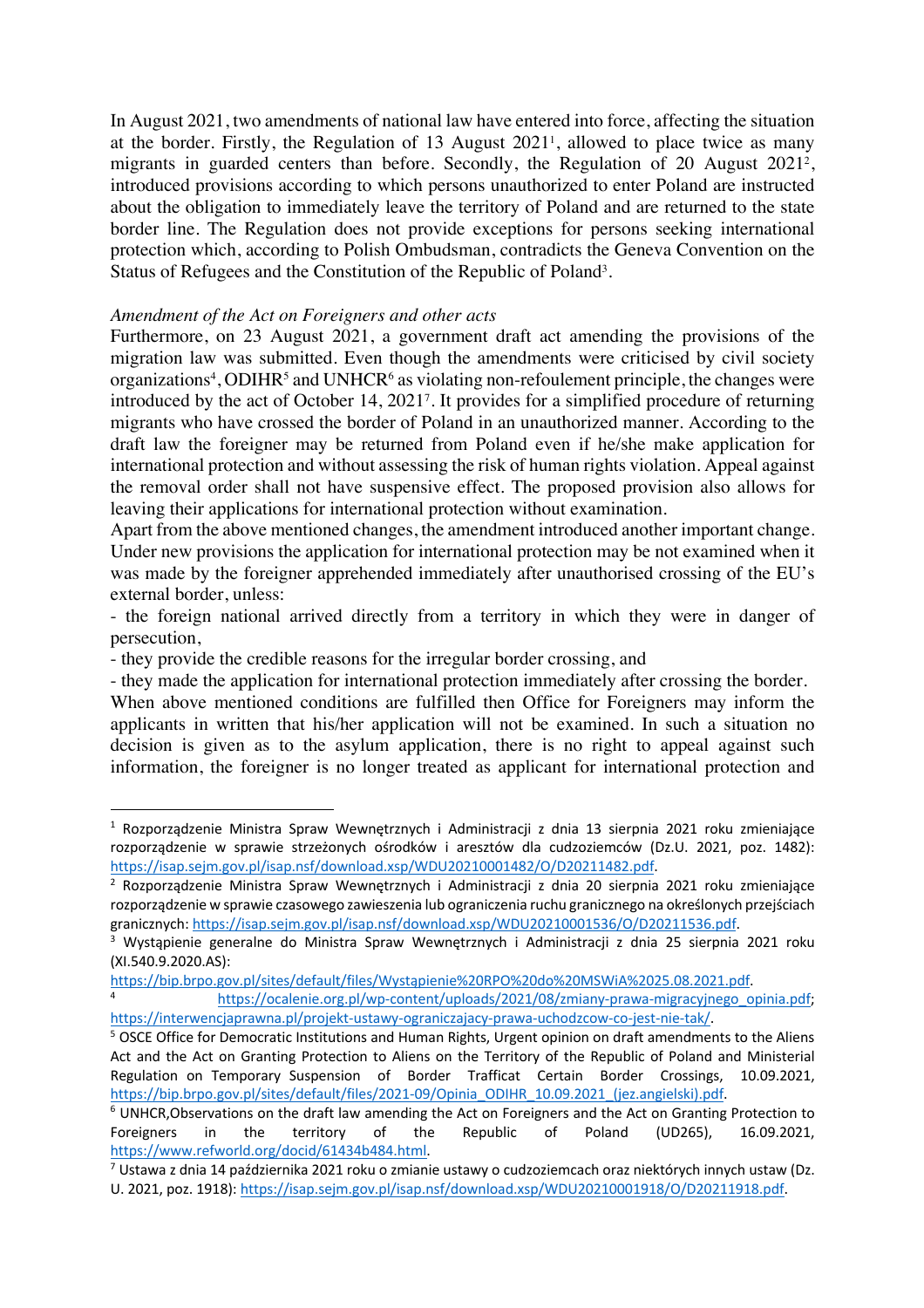In August 2021, two amendments of national law have entered into force, affecting the situation at the border. Firstly, the Regulation of 13 August 2021[1], allowed to place twice as many migrants in guarded centers than before. Secondly, the Regulation of 20 August 2021[2], introduced provisions according to which persons unauthorized to enter Poland are instructed about the obligation to immediately leave the territory of Poland and are returned to the state border line. The Regulation does not provide exceptions for persons seeking international protection which, according to Polish Ombudsman, contradicts the Geneva Convention on the Status of Refugees and the Constitution of the Republic of Poland[3].

*Amendment of the Act on Foreigners and other acts*

Furthermore, on 23 August 2021, a government draft act amending the provisions of the migration law was submitted. Even though the amendments were criticised by civil society organizations[4], ODIHR[5] and UNHCR[6] as violating non-refoulement principle, the changes were introduced by the act of October 14, 2021[7]. It provides for a simplified procedure of returning migrants who have crossed the border of Poland in an unauthorized manner. According to the draft law the foreigner may be returned from Poland even if he/she make application for international protection and without assessing the risk of human rights violation. Appeal against the removal order shall not have suspensive effect. The proposed provision also allows for leaving their applications for international protection without examination.

Apart from the above mentioned changes, the amendment introduced another important change. Under new provisions the application for international protection may be not examined when it was made by the foreigner apprehended immediately after unauthorised crossing of the EU's external border, unless:

- the foreign national arrived directly from a territory in which they were in danger of persecution,
- they provide the credible reasons for the irregular border crossing, and
- they made the application for international protection immediately after crossing the border.

When above mentioned conditions are fulfilled then Office for Foreigners may inform the applicants in written that his/her application will not be examined. In such a situation no decision is given as to the asylum application, there is no right to appeal against such information, the foreigner is no longer treated as applicant for international protection and

---

[1] Rozporządzenie Ministra Spraw Wewnętrznych i Administracji z dnia 13 sierpnia 2021 roku zmieniające rozporządzenie w sprawie strzeżonych ośrodków i aresztów dla cudzoziemców (Dz.U. 2021, poz. 1482): https://isap.sejm.gov.pl/isap.nsf/download.xsp/WDU20210001482/O/D20211482.pdf.

[2] Rozporządzenie Ministra Spraw Wewnętrznych i Administracji z dnia 20 sierpnia 2021 roku zmieniające rozporządzenie w sprawie czasowego zawieszenia lub ograniczenia ruchu granicznego na określonych przejściach granicznych: https://isap.sejm.gov.pl/isap.nsf/download.xsp/WDU20210001536/O/D20211536.pdf.

[3] Wystąpienie generalne do Ministra Spraw Wewnętrznych i Administracji z dnia 25 sierpnia 2021 roku (XI.540.9.2020.AS): https://bip.brpo.gov.pl/sites/default/files/Wystąpienie%20RPO%20do%20MSWiA%2025.08.2021.pdf.

[4] https://ocalenie.org.pl/wp-content/uploads/2021/08/zmiany-prawa-migracyjnego_opinia.pdf; https://interwencjaprawna.pl/projekt-ustawy-ograniczajacy-prawa-uchodzcow-co-jest-nie-tak/.

[5] OSCE Office for Democratic Institutions and Human Rights, Urgent opinion on draft amendments to the Aliens Act and the Act on Granting Protection to Aliens on the Territory of the Republic of Poland and Ministerial Regulation on Temporary Suspension of Border Trafficat Certain Border Crossings, 10.09.2021, https://bip.brpo.gov.pl/sites/default/files/2021-09/Opinia_ODIHR_10.09.2021_(jez.angielski).pdf.

[6] UNHCR,Observations on the draft law amending the Act on Foreigners and the Act on Granting Protection to Foreigners in the territory of the Republic of Poland (UD265), 16.09.2021, https://www.refworld.org/docid/61434b484.html.

[7] Ustawa z dnia 14 października 2021 roku o zmianie ustawy o cudzoziemcach oraz niektórych innych ustaw (Dz. U. 2021, poz. 1918): https://isap.sejm.gov.pl/isap.nsf/download.xsp/WDU20210001918/O/D20211918.pdf.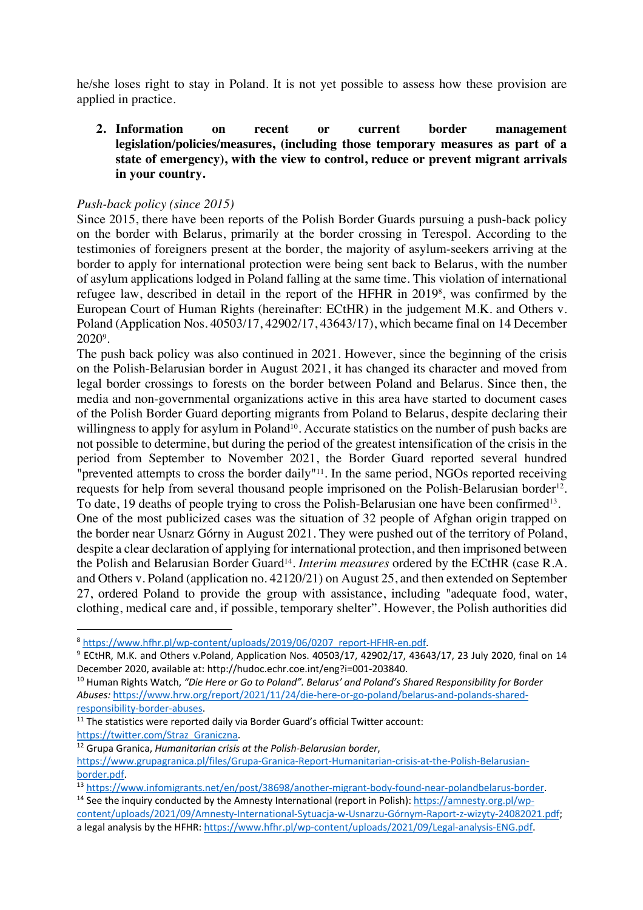he/she loses right to stay in Poland. It is not yet possible to assess how these provision are applied in practice.

2. **Information on recent or current border management legislation/policies/measures, (including those temporary measures as part of a state of emergency), with the view to control, reduce or prevent migrant arrivals in your country.**

*Push-back policy (since 2015)*

Since 2015, there have been reports of the Polish Border Guards pursuing a push-back policy on the border with Belarus, primarily at the border crossing in Terespol. According to the testimonies of foreigners present at the border, the majority of asylum-seekers arriving at the border to apply for international protection were being sent back to Belarus, with the number of asylum applications lodged in Poland falling at the same time. This violation of international refugee law, described in detail in the report of the HFHR in 2019[8], was confirmed by the European Court of Human Rights (hereinafter: ECtHR) in the judgement M.K. and Others v. Poland (Application Nos. 40503/17, 42902/17, 43643/17), which became final on 14 December 2020[9].

The push back policy was also continued in 2021. However, since the beginning of the crisis on the Polish-Belarusian border in August 2021, it has changed its character and moved from legal border crossings to forests on the border between Poland and Belarus. Since then, the media and non-governmental organizations active in this area have started to document cases of the Polish Border Guard deporting migrants from Poland to Belarus, despite declaring their willingness to apply for asylum in Poland[10]. Accurate statistics on the number of push backs are not possible to determine, but during the period of the greatest intensification of the crisis in the period from September to November 2021, the Border Guard reported several hundred "prevented attempts to cross the border daily"[11]. In the same period, NGOs reported receiving requests for help from several thousand people imprisoned on the Polish-Belarusian border[12]. To date, 19 deaths of people trying to cross the Polish-Belarusian one have been confirmed[13].

One of the most publicized cases was the situation of 32 people of Afghan origin trapped on the border near Usnarz Górny in August 2021. They were pushed out of the territory of Poland, despite a clear declaration of applying for international protection, and then imprisoned between the Polish and Belarusian Border Guard[14]. *Interim measures* ordered by the ECtHR (case R.A. and Others v. Poland (application no. 42120/21) on August 25, and then extended on September 27, ordered Poland to provide the group with assistance, including "adequate food, water, clothing, medical care and, if possible, temporary shelter". However, the Polish authorities did

---

[8] https://www.hfhr.pl/wp-content/uploads/2019/06/0207_report-HFHR-en.pdf.

[9] ECtHR, M.K. and Others v.Poland, Application Nos. 40503/17, 42902/17, 43643/17, 23 July 2020, final on 14 December 2020, available at: http://hudoc.echr.coe.int/eng?i=001-203840.

[10] Human Rights Watch, *"Die Here or Go to Poland". Belarus' and Poland's Shared Responsibility for Border Abuses:* https://www.hrw.org/report/2021/11/24/die-here-or-go-poland/belarus-and-polands-shared-responsibility-border-abuses.

[11] The statistics were reported daily via Border Guard's official Twitter account: https://twitter.com/Straz_Graniczna.

[12] Grupa Granica, *Humanitarian crisis at the Polish-Belarusian border*, https://www.grupagranica.pl/files/Grupa-Granica-Report-Humanitarian-crisis-at-the-Polish-Belarusian-border.pdf.

[13] https://www.infomigrants.net/en/post/38698/another-migrant-body-found-near-polandbelarus-border.

[14] See the inquiry conducted by the Amnesty International (report in Polish): https://amnesty.org.pl/wp-content/uploads/2021/09/Amnesty-International-Sytuacja-w-Usnarzu-Górnym-Raport-z-wizyty-24082021.pdf; a legal analysis by the HFHR: https://www.hfhr.pl/wp-content/uploads/2021/09/Legal-analysis-ENG.pdf.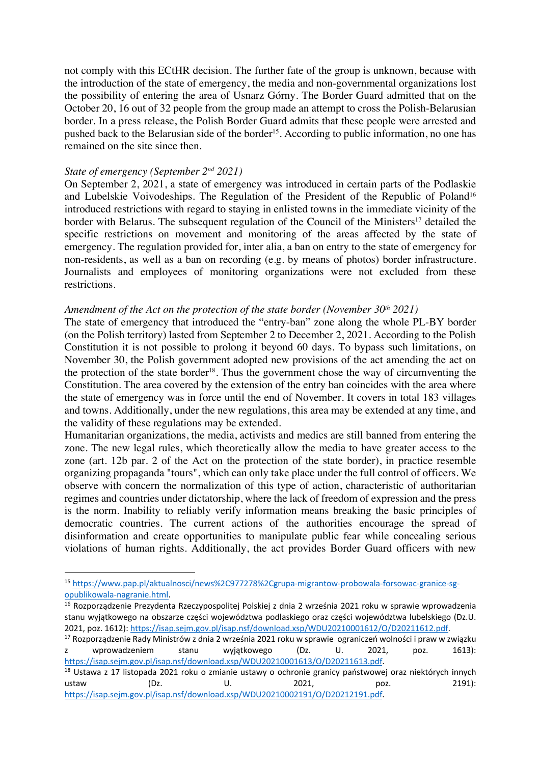not comply with this ECtHR decision. The further fate of the group is unknown, because with the introduction of the state of emergency, the media and non-governmental organizations lost the possibility of entering the area of Usnarz Górny. The Border Guard admitted that on the October 20, 16 out of 32 people from the group made an attempt to cross the Polish-Belarusian border. In a press release, the Polish Border Guard admits that these people were arrested and pushed back to the Belarusian side of the border[15]. According to public information, no one has remained on the site since then.

*State of emergency (September 2nd 2021)*

On September 2, 2021, a state of emergency was introduced in certain parts of the Podlaskie and Lubelskie Voivodeships. The Regulation of the President of the Republic of Poland[16] introduced restrictions with regard to staying in enlisted towns in the immediate vicinity of the border with Belarus. The subsequent regulation of the Council of the Ministers[17] detailed the specific restrictions on movement and monitoring of the areas affected by the state of emergency. The regulation provided for, inter alia, a ban on entry to the state of emergency for non-residents, as well as a ban on recording (e.g. by means of photos) border infrastructure. Journalists and employees of monitoring organizations were not excluded from these restrictions.

*Amendment of the Act on the protection of the state border (November 30th 2021)*

The state of emergency that introduced the "entry-ban" zone along the whole PL-BY border (on the Polish territory) lasted from September 2 to December 2, 2021. According to the Polish Constitution it is not possible to prolong it beyond 60 days. To bypass such limitations, on November 30, the Polish government adopted new provisions of the act amending the act on the protection of the state border[18]. Thus the government chose the way of circumventing the Constitution. The area covered by the extension of the entry ban coincides with the area where the state of emergency was in force until the end of November. It covers in total 183 villages and towns. Additionally, under the new regulations, this area may be extended at any time, and the validity of these regulations may be extended.

Humanitarian organizations, the media, activists and medics are still banned from entering the zone. The new legal rules, which theoretically allow the media to have greater access to the zone (art. 12b par. 2 of the Act on the protection of the state border), in practice resemble organizing propaganda "tours", which can only take place under the full control of officers. We observe with concern the normalization of this type of action, characteristic of authoritarian regimes and countries under dictatorship, where the lack of freedom of expression and the press is the norm. Inability to reliably verify information means breaking the basic principles of democratic countries. The current actions of the authorities encourage the spread of disinformation and create opportunities to manipulate public fear while concealing serious violations of human rights. Additionally, the act provides Border Guard officers with new

---

[15] https://www.pap.pl/aktualnosci/news%2C977278%2Cgrupa-migrantow-probowala-forsowac-granice-sg-opublikowala-nagranie.html.

[16] Rozporządzenie Prezydenta Rzeczypospolitej Polskiej z dnia 2 września 2021 roku w sprawie wprowadzenia stanu wyjątkowego na obszarze części województwa podlaskiego oraz części województwa lubelskiego (Dz.U. 2021, poz. 1612): https://isap.sejm.gov.pl/isap.nsf/download.xsp/WDU20210001612/O/D20211612.pdf.

[17] Rozporządzenie Rady Ministrów z dnia 2 września 2021 roku w sprawie ograniczeń wolności i praw w związku z wprowadzeniem stanu wyjątkowego (Dz. U. 2021, poz. 1613): https://isap.sejm.gov.pl/isap.nsf/download.xsp/WDU20210001613/O/D20211613.pdf.

[18] Ustawa z 17 listopada 2021 roku o zmianie ustawy o ochronie granicy państwowej oraz niektórych innych ustaw (Dz. U. 2021, poz. 2191): https://isap.sejm.gov.pl/isap.nsf/download.xsp/WDU20210002191/O/D20212191.pdf.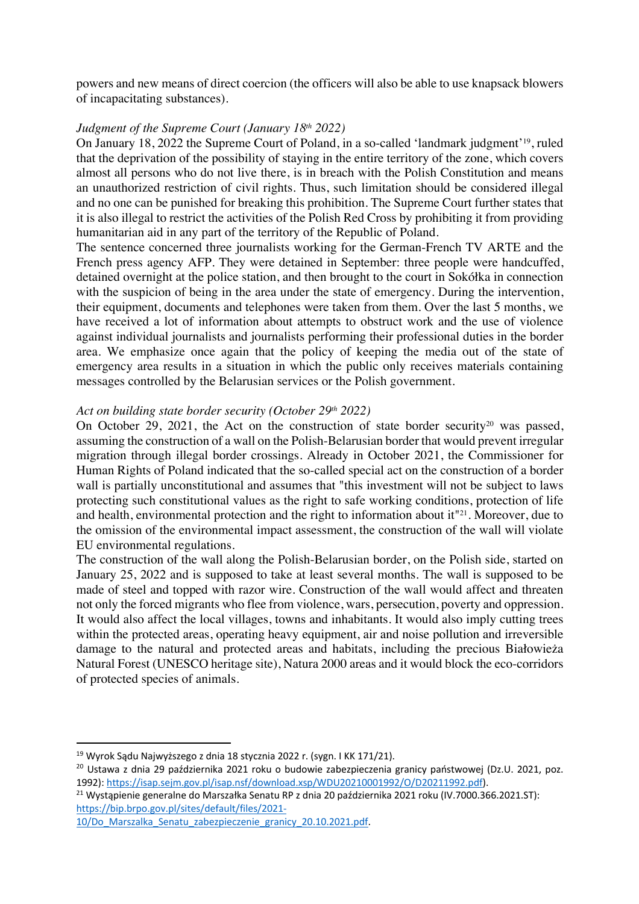powers and new means of direct coercion (the officers will also be able to use knapsack blowers of incapacitating substances).

*Judgment of the Supreme Court (January 18th 2022)*

On January 18, 2022 the Supreme Court of Poland, in a so-called 'landmark judgment'[19], ruled that the deprivation of the possibility of staying in the entire territory of the zone, which covers almost all persons who do not live there, is in breach with the Polish Constitution and means an unauthorized restriction of civil rights. Thus, such limitation should be considered illegal and no one can be punished for breaking this prohibition. The Supreme Court further states that it is also illegal to restrict the activities of the Polish Red Cross by prohibiting it from providing humanitarian aid in any part of the territory of the Republic of Poland.

The sentence concerned three journalists working for the German-French TV ARTE and the French press agency AFP. They were detained in September: three people were handcuffed, detained overnight at the police station, and then brought to the court in Sokółka in connection with the suspicion of being in the area under the state of emergency. During the intervention, their equipment, documents and telephones were taken from them. Over the last 5 months, we have received a lot of information about attempts to obstruct work and the use of violence against individual journalists and journalists performing their professional duties in the border area. We emphasize once again that the policy of keeping the media out of the state of emergency area results in a situation in which the public only receives materials containing messages controlled by the Belarusian services or the Polish government.

*Act on building state border security (October 29th 2022)*

On October 29, 2021, the Act on the construction of state border security[20] was passed, assuming the construction of a wall on the Polish-Belarusian border that would prevent irregular migration through illegal border crossings. Already in October 2021, the Commissioner for Human Rights of Poland indicated that the so-called special act on the construction of a border wall is partially unconstitutional and assumes that "this investment will not be subject to laws protecting such constitutional values as the right to safe working conditions, protection of life and health, environmental protection and the right to information about it"[21]. Moreover, due to the omission of the environmental impact assessment, the construction of the wall will violate EU environmental regulations.

The construction of the wall along the Polish-Belarusian border, on the Polish side, started on January 25, 2022 and is supposed to take at least several months. The wall is supposed to be made of steel and topped with razor wire. Construction of the wall would affect and threaten not only the forced migrants who flee from violence, wars, persecution, poverty and oppression. It would also affect the local villages, towns and inhabitants. It would also imply cutting trees within the protected areas, operating heavy equipment, air and noise pollution and irreversible damage to the natural and protected areas and habitats, including the precious Białowieża Natural Forest (UNESCO heritage site), Natura 2000 areas and it would block the eco-corridors of protected species of animals.

---

[19] Wyrok Sądu Najwyższego z dnia 18 stycznia 2022 r. (sygn. I KK 171/21).

[20] Ustawa z dnia 29 października 2021 roku o budowie zabezpieczenia granicy państwowej (Dz.U. 2021, poz. 1992): https://isap.sejm.gov.pl/isap.nsf/download.xsp/WDU20210001992/O/D20211992.pdf).

[21] Wystąpienie generalne do Marszałka Senatu RP z dnia 20 października 2021 roku (IV.7000.366.2021.ST): https://bip.brpo.gov.pl/sites/default/files/2021-10/Do_Marszalka_Senatu_zabezpieczenie_granicy_20.10.2021.pdf.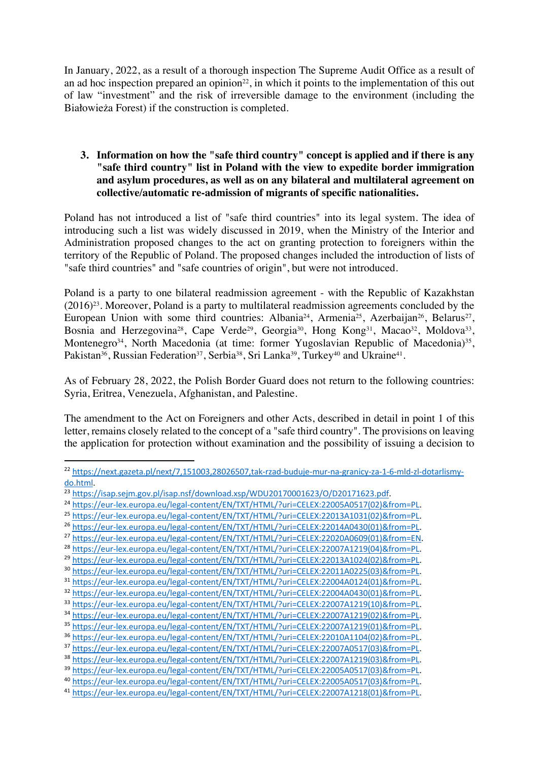In January, 2022, as a result of a thorough inspection The Supreme Audit Office as a result of an ad hoc inspection prepared an opinion[22], in which it points to the implementation of this out of law "investment" and the risk of irreversible damage to the environment (including the Białowieża Forest) if the construction is completed.

3. **Information on how the "safe third country" concept is applied and if there is any "safe third country" list in Poland with the view to expedite border immigration and asylum procedures, as well as on any bilateral and multilateral agreement on collective/automatic re-admission of migrants of specific nationalities.**

Poland has not introduced a list of "safe third countries" into its legal system. The idea of introducing such a list was widely discussed in 2019, when the Ministry of the Interior and Administration proposed changes to the act on granting protection to foreigners within the territory of the Republic of Poland. The proposed changes included the introduction of lists of "safe third countries" and "safe countries of origin", but were not introduced.

Poland is a party to one bilateral readmission agreement - with the Republic of Kazakhstan (2016)[23]. Moreover, Poland is a party to multilateral readmission agreements concluded by the European Union with some third countries: Albania[24], Armenia[25], Azerbaijan[26], Belarus[27], Bosnia and Herzegovina[28], Cape Verde[29], Georgia[30], Hong Kong[31], Macao[32], Moldova[33], Montenegro[34], North Macedonia (at time: former Yugoslavian Republic of Macedonia)[35], Pakistan[36], Russian Federation[37], Serbia[38], Sri Lanka[39], Turkey[40] and Ukraine[41].

As of February 28, 2022, the Polish Border Guard does not return to the following countries: Syria, Eritrea, Venezuela, Afghanistan, and Palestine.

The amendment to the Act on Foreigners and other Acts, described in detail in point 1 of this letter, remains closely related to the concept of a "safe third country". The provisions on leaving the application for protection without examination and the possibility of issuing a decision to

---

[22] https://next.gazeta.pl/next/7,151003,28026507,tak-rzad-buduje-mur-na-granicy-za-1-6-mld-zl-dotarlismy-do.html.
[23] https://isap.sejm.gov.pl/isap.nsf/download.xsp/WDU20170001623/O/D20171623.pdf.
[24] https://eur-lex.europa.eu/legal-content/EN/TXT/HTML/?uri=CELEX:22005A0517(02)&from=PL.
[25] https://eur-lex.europa.eu/legal-content/EN/TXT/HTML/?uri=CELEX:22013A1031(02)&from=PL.
[26] https://eur-lex.europa.eu/legal-content/EN/TXT/HTML/?uri=CELEX:22014A0430(01)&from=PL.
[27] https://eur-lex.europa.eu/legal-content/EN/TXT/HTML/?uri=CELEX:22020A0609(01)&from=EN.
[28] https://eur-lex.europa.eu/legal-content/EN/TXT/HTML/?uri=CELEX:22007A1219(04)&from=PL.
[29] https://eur-lex.europa.eu/legal-content/EN/TXT/HTML/?uri=CELEX:22013A1024(02)&from=PL.
[30] https://eur-lex.europa.eu/legal-content/EN/TXT/HTML/?uri=CELEX:22011A0225(03)&from=PL.
[31] https://eur-lex.europa.eu/legal-content/EN/TXT/HTML/?uri=CELEX:22004A0124(01)&from=PL.
[32] https://eur-lex.europa.eu/legal-content/EN/TXT/HTML/?uri=CELEX:22004A0430(01)&from=PL.
[33] https://eur-lex.europa.eu/legal-content/EN/TXT/HTML/?uri=CELEX:22007A1219(10)&from=PL.
[34] https://eur-lex.europa.eu/legal-content/EN/TXT/HTML/?uri=CELEX:22007A1219(02)&from=PL.
[35] https://eur-lex.europa.eu/legal-content/EN/TXT/HTML/?uri=CELEX:22007A1219(01)&from=PL.
[36] https://eur-lex.europa.eu/legal-content/EN/TXT/HTML/?uri=CELEX:22010A1104(02)&from=PL.
[37] https://eur-lex.europa.eu/legal-content/EN/TXT/HTML/?uri=CELEX:22007A0517(03)&from=PL.
[38] https://eur-lex.europa.eu/legal-content/EN/TXT/HTML/?uri=CELEX:22007A1219(03)&from=PL.
[39] https://eur-lex.europa.eu/legal-content/EN/TXT/HTML/?uri=CELEX:22005A0517(03)&from=PL.
[40] https://eur-lex.europa.eu/legal-content/EN/TXT/HTML/?uri=CELEX:22005A0517(03)&from=PL.
[41] https://eur-lex.europa.eu/legal-content/EN/TXT/HTML/?uri=CELEX:22007A1218(01)&from=PL.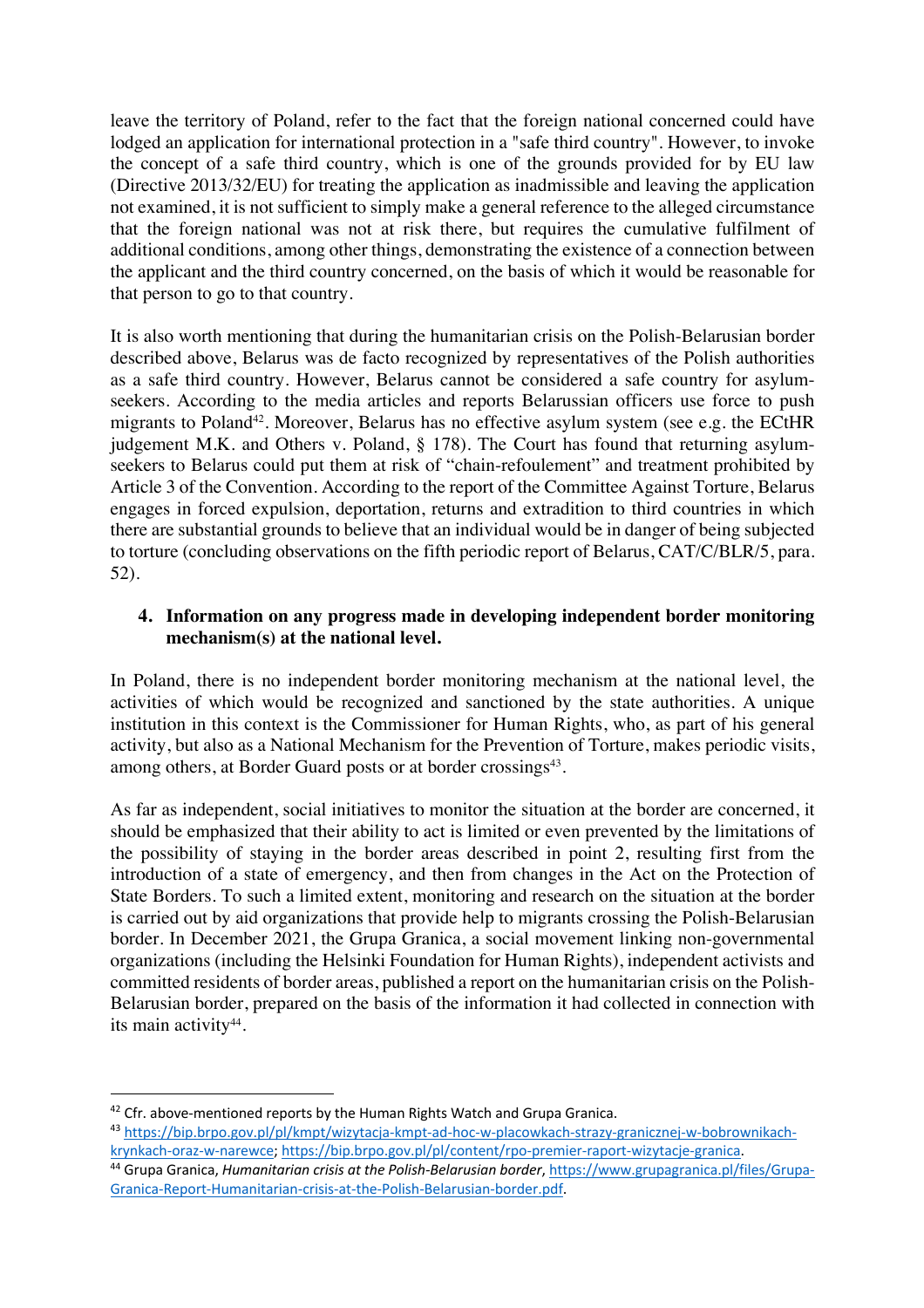leave the territory of Poland, refer to the fact that the foreign national concerned could have lodged an application for international protection in a "safe third country". However, to invoke the concept of a safe third country, which is one of the grounds provided for by EU law (Directive 2013/32/EU) for treating the application as inadmissible and leaving the application not examined, it is not sufficient to simply make a general reference to the alleged circumstance that the foreign national was not at risk there, but requires the cumulative fulfilment of additional conditions, among other things, demonstrating the existence of a connection between the applicant and the third country concerned, on the basis of which it would be reasonable for that person to go to that country.

It is also worth mentioning that during the humanitarian crisis on the Polish-Belarusian border described above, Belarus was de facto recognized by representatives of the Polish authorities as a safe third country. However, Belarus cannot be considered a safe country for asylum-seekers. According to the media articles and reports Belarussian officers use force to push migrants to Poland[42]. Moreover, Belarus has no effective asylum system (see e.g. the ECtHR judgement M.K. and Others v. Poland, § 178). The Court has found that returning asylum-seekers to Belarus could put them at risk of "chain-refoulement" and treatment prohibited by Article 3 of the Convention. According to the report of the Committee Against Torture, Belarus engages in forced expulsion, deportation, returns and extradition to third countries in which there are substantial grounds to believe that an individual would be in danger of being subjected to torture (concluding observations on the fifth periodic report of Belarus, CAT/C/BLR/5, para. 52).

4. **Information on any progress made in developing independent border monitoring mechanism(s) at the national level.**

In Poland, there is no independent border monitoring mechanism at the national level, the activities of which would be recognized and sanctioned by the state authorities. A unique institution in this context is the Commissioner for Human Rights, who, as part of his general activity, but also as a National Mechanism for the Prevention of Torture, makes periodic visits, among others, at Border Guard posts or at border crossings[43].

As far as independent, social initiatives to monitor the situation at the border are concerned, it should be emphasized that their ability to act is limited or even prevented by the limitations of the possibility of staying in the border areas described in point 2, resulting first from the introduction of a state of emergency, and then from changes in the Act on the Protection of State Borders. To such a limited extent, monitoring and research on the situation at the border is carried out by aid organizations that provide help to migrants crossing the Polish-Belarusian border. In December 2021, the Grupa Granica, a social movement linking non-governmental organizations (including the Helsinki Foundation for Human Rights), independent activists and committed residents of border areas, published a report on the humanitarian crisis on the Polish-Belarusian border, prepared on the basis of the information it had collected in connection with its main activity[44].

---

[42] Cfr. above-mentioned reports by the Human Rights Watch and Grupa Granica.

[43] https://bip.brpo.gov.pl/pl/kmpt/wizytacja-kmpt-ad-hoc-w-placowkach-strazy-granicznej-w-bobrownikach-krynkach-oraz-w-narewce; https://bip.brpo.gov.pl/pl/content/rpo-premier-raport-wizytacje-granica.

[44] Grupa Granica, *Humanitarian crisis at the Polish-Belarusian border*, https://www.grupagranica.pl/files/Grupa-Granica-Report-Humanitarian-crisis-at-the-Polish-Belarusian-border.pdf.